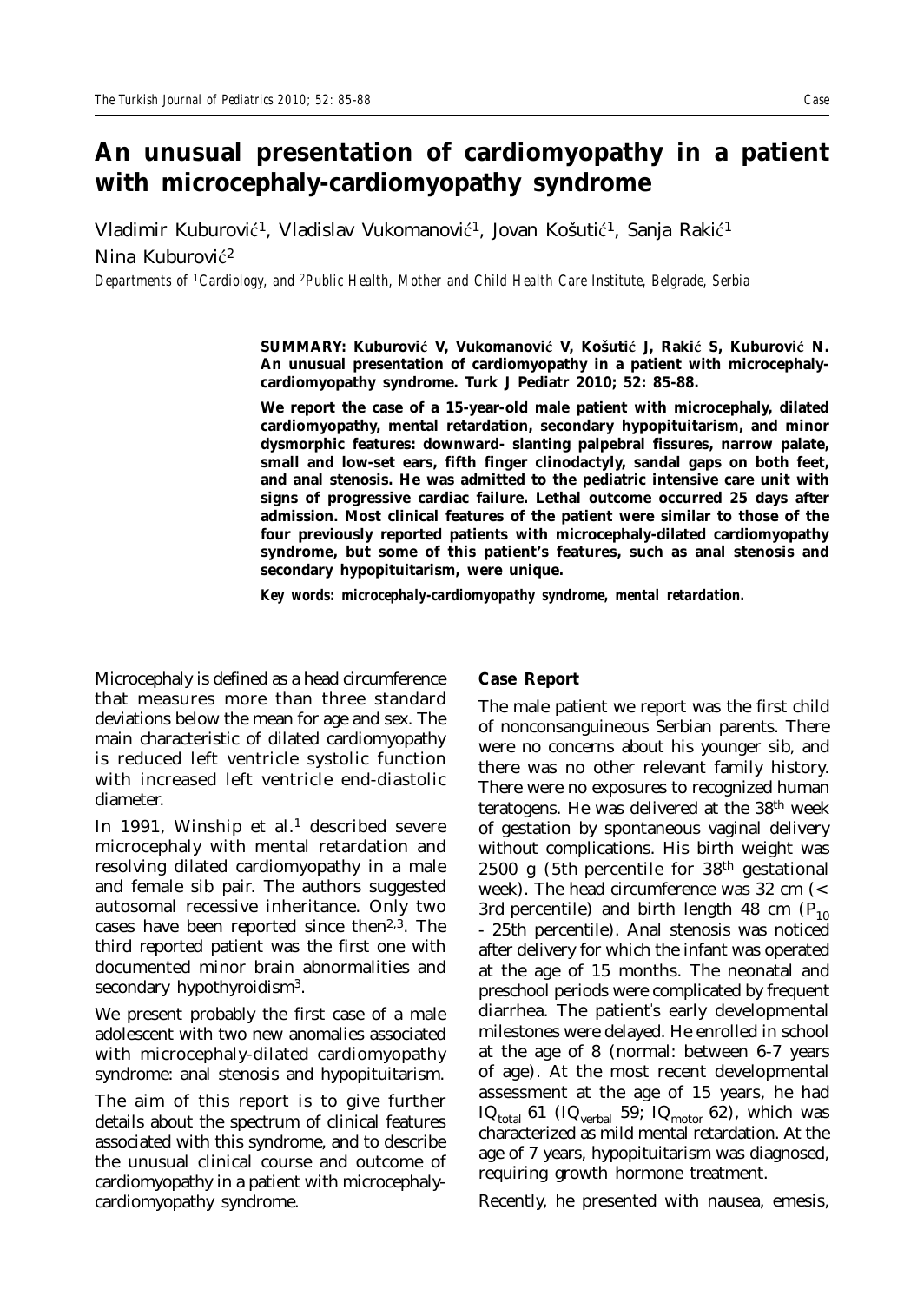# An unusual presentation of cardiomyopathy in a patient with microcephaly-cardiomyopathy syndrome

Vladimir Kuburović[1], Vladislav Vukomanović[1], Jovan Košutić[1], Sanja Rakić[1]
Nina Kuburović[2]

*Departments of [1]Cardiology, and [2]Public Health, Mother and Child Health Care Institute, Belgrade, Serbia*

**SUMMARY: Kuburović V, Vukomanović V, Košutić J, Rakić S, Kuburović N. An unusual presentation of cardiomyopathy in a patient with microcephaly-cardiomyopathy syndrome. Turk J Pediatr 2010; 52: 85-88.**

**We report the case of a 15-year-old male patient with microcephaly, dilated cardiomyopathy, mental retardation, secondary hypopituitarism, and minor dysmorphic features: downward- slanting palpebral fissures, narrow palate, small and low-set ears, fifth finger clinodactyly, sandal gaps on both feet, and anal stenosis. He was admitted to the pediatric intensive care unit with signs of progressive cardiac failure. Lethal outcome occurred 25 days after admission. Most clinical features of the patient were similar to those of the four previously reported patients with microcephaly-dilated cardiomyopathy syndrome, but some of this patient's features, such as anal stenosis and secondary hypopituitarism, were unique.**

***Key words: microcephaly-cardiomyopathy syndrome, mental retardation.***

Microcephaly is defined as a head circumference that measures more than three standard deviations below the mean for age and sex. The main characteristic of dilated cardiomyopathy is reduced left ventricle systolic function with increased left ventricle end-diastolic diameter.

In 1991, Winship et al.[1] described severe microcephaly with mental retardation and resolving dilated cardiomyopathy in a male and female sib pair. The authors suggested autosomal recessive inheritance. Only two cases have been reported since then[2,3]. The third reported patient was the first one with documented minor brain abnormalities and secondary hypothyroidism[3].

We present probably the first case of a male adolescent with two new anomalies associated with microcephaly-dilated cardiomyopathy syndrome: anal stenosis and hypopituitarism.

The aim of this report is to give further details about the spectrum of clinical features associated with this syndrome, and to describe the unusual clinical course and outcome of cardiomyopathy in a patient with microcephaly-cardiomyopathy syndrome.

## Case Report

The male patient we report was the first child of nonconsanguineous Serbian parents. There were no concerns about his younger sib, and there was no other relevant family history. There were no exposures to recognized human teratogens. He was delivered at the 38th week of gestation by spontaneous vaginal delivery without complications. His birth weight was 2500 g (5th percentile for 38th gestational week). The head circumference was 32 cm (< 3rd percentile) and birth length 48 cm ($P_{10}$ - 25th percentile). Anal stenosis was noticed after delivery for which the infant was operated at the age of 15 months. The neonatal and preschool periods were complicated by frequent diarrhea. The patient's early developmental milestones were delayed. He enrolled in school at the age of 8 (normal: between 6-7 years of age). At the most recent developmental assessment at the age of 15 years, he had $IQ_{total}$ 61 ($IQ_{verbal}$ 59; $IQ_{motor}$ 62), which was characterized as mild mental retardation. At the age of 7 years, hypopituitarism was diagnosed, requiring growth hormone treatment.

Recently, he presented with nausea, emesis,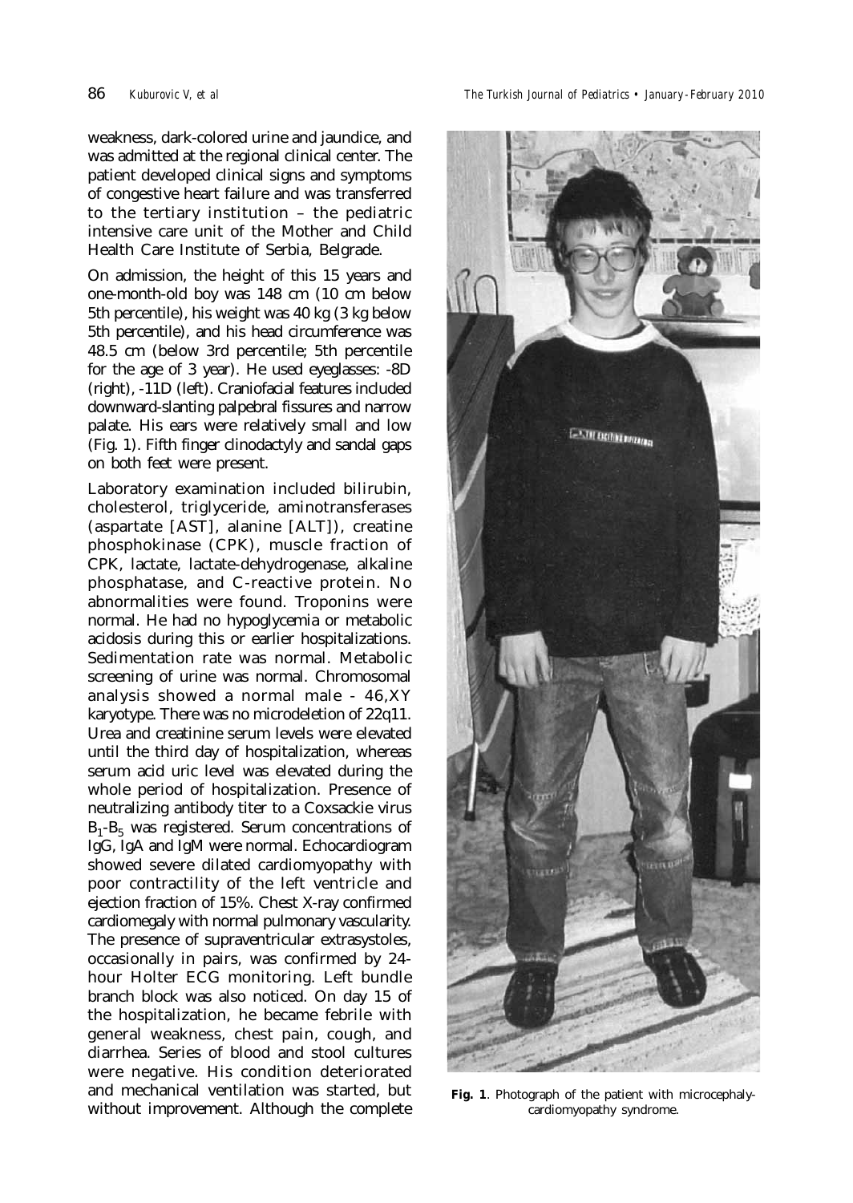weakness, dark-colored urine and jaundice, and was admitted at the regional clinical center. The patient developed clinical signs and symptoms of congestive heart failure and was transferred to the tertiary institution – the pediatric intensive care unit of the Mother and Child Health Care Institute of Serbia, Belgrade.

On admission, the height of this 15 years and one-month-old boy was 148 cm (10 cm below 5th percentile), his weight was 40 kg (3 kg below 5th percentile), and his head circumference was 48.5 cm (below 3rd percentile; 5th percentile for the age of 3 year). He used eyeglasses: -8D (right), -11D (left). Craniofacial features included downward-slanting palpebral fissures and narrow palate. His ears were relatively small and low (Fig. 1). Fifth finger clinodactyly and sandal gaps on both feet were present.

Laboratory examination included bilirubin, cholesterol, triglyceride, aminotransferases (aspartate [AST], alanine [ALT]), creatine phosphokinase (CPK), muscle fraction of CPK, lactate, lactate-dehydrogenase, alkaline phosphatase, and C-reactive protein. No abnormalities were found. Troponins were normal. He had no hypoglycemia or metabolic acidosis during this or earlier hospitalizations. Sedimentation rate was normal. Metabolic screening of urine was normal. Chromosomal analysis showed a normal male - 46,XY karyotype. There was no microdeletion of 22q11. Urea and creatinine serum levels were elevated until the third day of hospitalization, whereas serum acid uric level was elevated during the whole period of hospitalization. Presence of neutralizing antibody titer to a Coxsackie virus $B_1$-$B_5$ was registered. Serum concentrations of IgG, IgA and IgM were normal. Echocardiogram showed severe dilated cardiomyopathy with poor contractility of the left ventricle and ejection fraction of 15%. Chest X-ray confirmed cardiomegaly with normal pulmonary vascularity. The presence of supraventricular extrasystoles, occasionally in pairs, was confirmed by 24-hour Holter ECG monitoring. Left bundle branch block was also noticed. On day 15 of the hospitalization, he became febrile with general weakness, chest pain, cough, and diarrhea. Series of blood and stool cultures were negative. His condition deteriorated and mechanical ventilation was started, but without improvement. Although the complete

**Fig. 1**. Photograph of the patient with microcephaly-cardiomyopathy syndrome.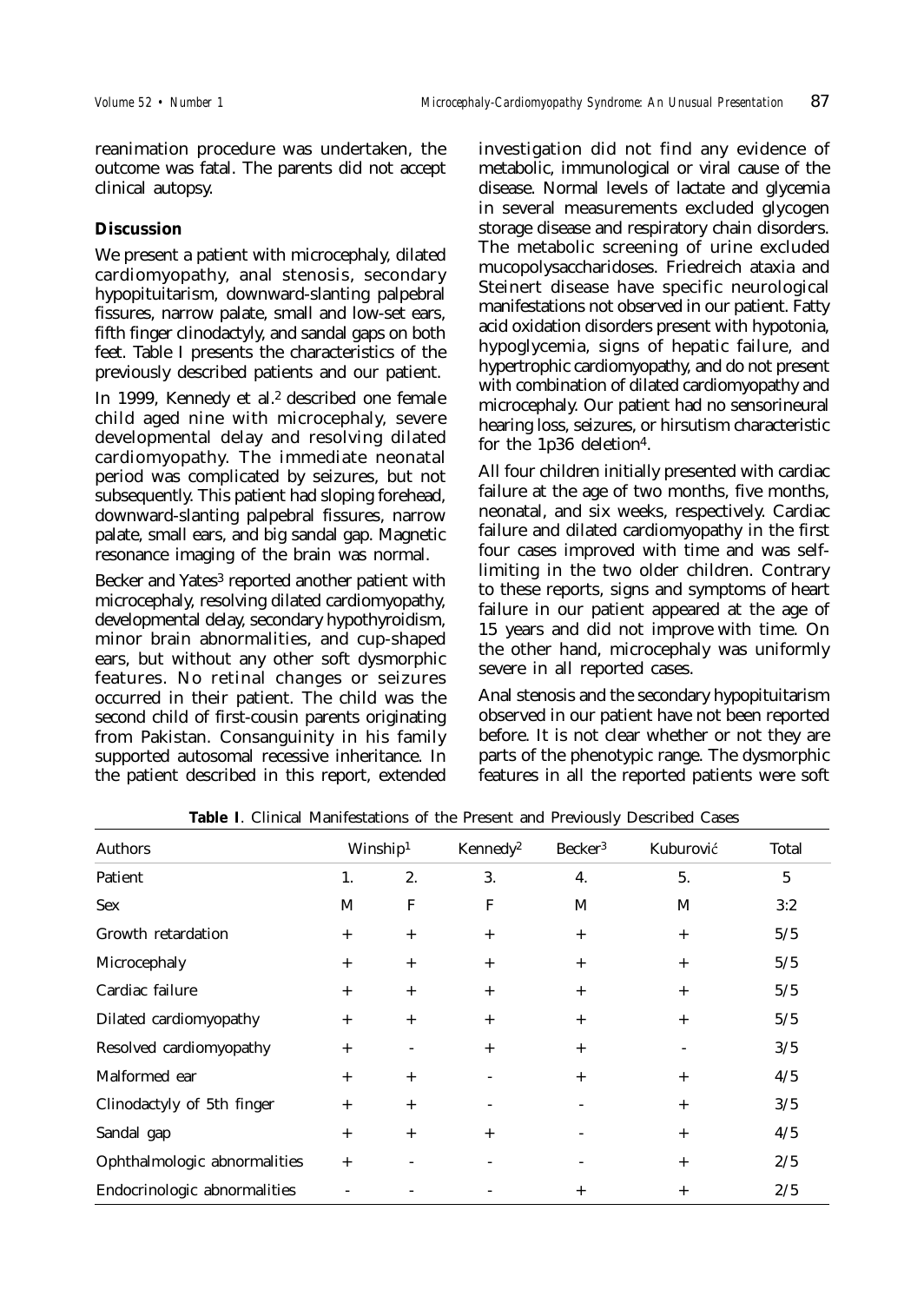reanimation procedure was undertaken, the outcome was fatal. The parents did not accept clinical autopsy.

**Discussion**

We present a patient with microcephaly, dilated cardiomyopathy, anal stenosis, secondary hypopituitarism, downward-slanting palpebral fissures, narrow palate, small and low-set ears, fifth finger clinodactyly, and sandal gaps on both feet. Table I presents the characteristics of the previously described patients and our patient.

In 1999, Kennedy et al.[2] described one female child aged nine with microcephaly, severe developmental delay and resolving dilated cardiomyopathy. The immediate neonatal period was complicated by seizures, but not subsequently. This patient had sloping forehead, downward-slanting palpebral fissures, narrow palate, small ears, and big sandal gap. Magnetic resonance imaging of the brain was normal.

Becker and Yates[3] reported another patient with microcephaly, resolving dilated cardiomyopathy, developmental delay, secondary hypothyroidism, minor brain abnormalities, and cup-shaped ears, but without any other soft dysmorphic features. No retinal changes or seizures occurred in their patient. The child was the second child of first-cousin parents originating from Pakistan. Consanguinity in his family supported autosomal recessive inheritance. In the patient described in this report, extended investigation did not find any evidence of metabolic, immunological or viral cause of the disease. Normal levels of lactate and glycemia in several measurements excluded glycogen storage disease and respiratory chain disorders. The metabolic screening of urine excluded mucopolysaccharidoses. Friedreich ataxia and Steinert disease have specific neurological manifestations not observed in our patient. Fatty acid oxidation disorders present with hypotonia, hypoglycemia, signs of hepatic failure, and hypertrophic cardiomyopathy, and do not present with combination of dilated cardiomyopathy and microcephaly. Our patient had no sensorineural hearing loss, seizures, or hirsutism characteristic for the 1p36 deletion[4].

All four children initially presented with cardiac failure at the age of two months, five months, neonatal, and six weeks, respectively. Cardiac failure and dilated cardiomyopathy in the first four cases improved with time and was self-limiting in the two older children. Contrary to these reports, signs and symptoms of heart failure in our patient appeared at the age of 15 years and did not improve with time. On the other hand, microcephaly was uniformly severe in all reported cases.

Anal stenosis and the secondary hypopituitarism observed in our patient have not been reported before. It is not clear whether or not they are parts of the phenotypic range. The dysmorphic features in all the reported patients were soft

**Table I**. Clinical Manifestations of the Present and Previously Described Cases

| Authors | Winship[1] | | Kennedy[2] | Becker[3] | Kuburović | Total |
|---|---|---|---|---|---|---|
| Patient | 1. | 2. | 3. | 4. | 5. | 5 |
| Sex | M | F | F | M | M | 3:2 |
| Growth retardation | + | + | + | + | + | 5/5 |
| Microcephaly | + | + | + | + | + | 5/5 |
| Cardiac failure | + | + | + | + | + | 5/5 |
| Dilated cardiomyopathy | + | + | + | + | + | 5/5 |
| Resolved cardiomyopathy | + | - | + | + | - | 3/5 |
| Malformed ear | + | + | - | + | + | 4/5 |
| Clinodactyly of 5th finger | + | + | - | - | + | 3/5 |
| Sandal gap | + | + | + | - | + | 4/5 |
| Ophthalmologic abnormalities | + | - | - | - | + | 2/5 |
| Endocrinologic abnormalities | - | - | - | + | + | 2/5 |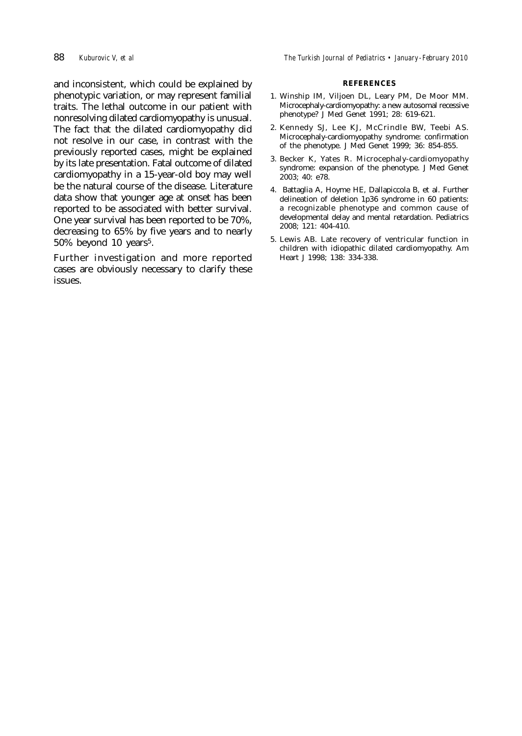and inconsistent, which could be explained by phenotypic variation, or may represent familial traits. The lethal outcome in our patient with nonresolving dilated cardiomyopathy is unusual. The fact that the dilated cardiomyopathy did not resolve in our case, in contrast with the previously reported cases, might be explained by its late presentation. Fatal outcome of dilated cardiomyopathy in a 15-year-old boy may well be the natural course of the disease. Literature data show that younger age at onset has been reported to be associated with better survival. One year survival has been reported to be 70%, decreasing to 65% by five years and to nearly 50% beyond 10 years[5].

Further investigation and more reported cases are obviously necessary to clarify these issues.

## REFERENCES

1. Winship IM, Viljoen DL, Leary PM, De Moor MM. Microcephaly-cardiomyopathy: a new autosomal recessive phenotype? J Med Genet 1991; 28: 619-621.
2. Kennedy SJ, Lee KJ, McCrindle BW, Teebi AS. Microcephaly-cardiomyopathy syndrome: confirmation of the phenotype. J Med Genet 1999; 36: 854-855.
3. Becker K, Yates R. Microcephaly-cardiomyopathy syndrome: expansion of the phenotype. J Med Genet 2003; 40: e78.
4. Battaglia A, Hoyme HE, Dallapiccola B, et al. Further delineation of deletion 1p36 syndrome in 60 patients: a recognizable phenotype and common cause of developmental delay and mental retardation. Pediatrics 2008; 121: 404-410.
5. Lewis AB. Late recovery of ventricular function in children with idiopathic dilated cardiomyopathy. Am Heart J 1998; 138: 334-338.